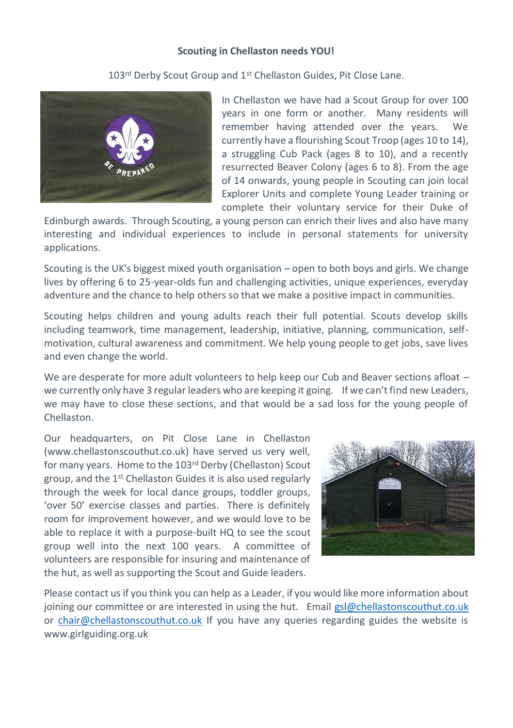**Scouting in Chellaston needs YOU!**

103rd Derby Scout Group and 1st Chellaston Guides, Pit Close Lane.

In Chellaston we have had a Scout Group for over 100 years in one form or another. Many residents will remember having attended over the years. We currently have a flourishing Scout Troop (ages 10 to 14), a struggling Cub Pack (ages 8 to 10), and a recently resurrected Beaver Colony (ages 6 to 8). From the age of 14 onwards, young people in Scouting can join local Explorer Units and complete Young Leader training or complete their voluntary service for their Duke of Edinburgh awards. Through Scouting, a young person can enrich their lives and also have many interesting and individual experiences to include in personal statements for university applications.

Scouting is the UK's biggest mixed youth organisation – open to both boys and girls. We change lives by offering 6 to 25-year-olds fun and challenging activities, unique experiences, everyday adventure and the chance to help others so that we make a positive impact in communities.

Scouting helps children and young adults reach their full potential. Scouts develop skills including teamwork, time management, leadership, initiative, planning, communication, self-motivation, cultural awareness and commitment. We help young people to get jobs, save lives and even change the world.

We are desperate for more adult volunteers to help keep our Cub and Beaver sections afloat – we currently only have 3 regular leaders who are keeping it going. If we can't find new Leaders, we may have to close these sections, and that would be a sad loss for the young people of Chellaston.

Our headquarters, on Pit Close Lane in Chellaston (www.chellastonscouthut.co.uk) have served us very well, for many years. Home to the 103rd Derby (Chellaston) Scout group, and the 1st Chellaston Guides it is also used regularly through the week for local dance groups, toddler groups, 'over 50' exercise classes and parties. There is definitely room for improvement however, and we would love to be able to replace it with a purpose-built HQ to see the scout group well into the next 100 years. A committee of volunteers are responsible for insuring and maintenance of the hut, as well as supporting the Scout and Guide leaders.

Please contact us if you think you can help as a Leader, if you would like more information about joining our committee or are interested in using the hut. Email gsl@chellastonscouthut.co.uk or chair@chellastonscouthut.co.uk If you have any queries regarding guides the website is www.girlguiding.org.uk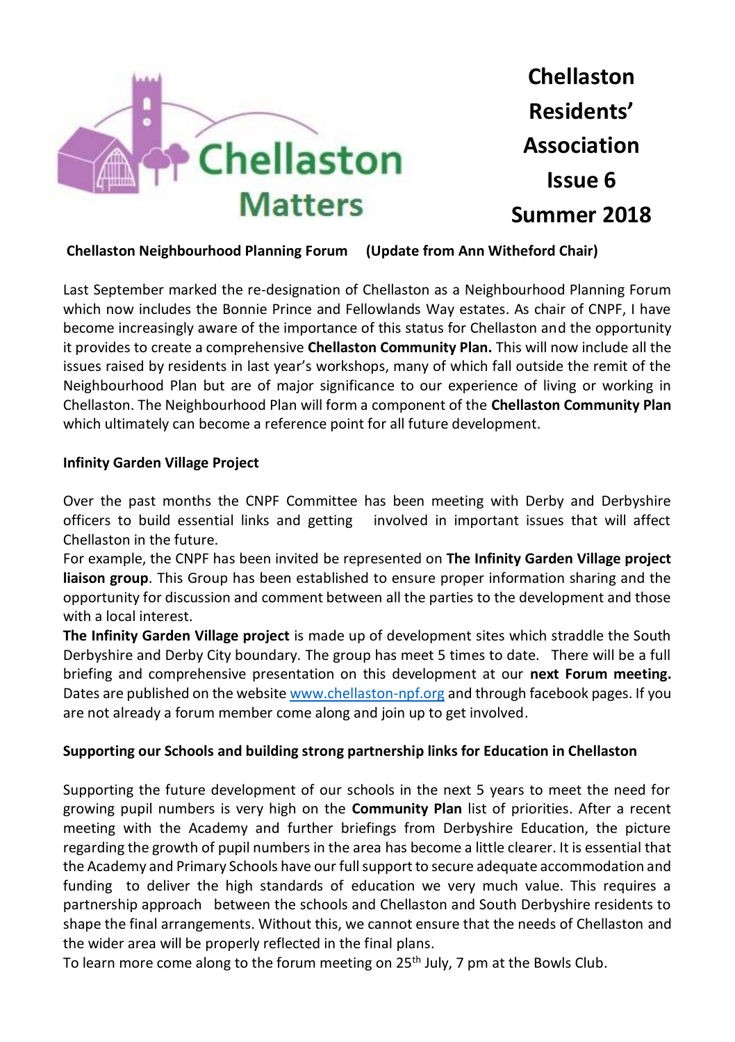Chellaston Matters

**Chellaston Residents' Association**
**Issue 6**
**Summer 2018**

**Chellaston Neighbourhood Planning Forum (Update from Ann Witheford Chair)**

Last September marked the re-designation of Chellaston as a Neighbourhood Planning Forum which now includes the Bonnie Prince and Fellowlands Way estates. As chair of CNPF, I have become increasingly aware of the importance of this status for Chellaston and the opportunity it provides to create a comprehensive **Chellaston Community Plan.** This will now include all the issues raised by residents in last year's workshops, many of which fall outside the remit of the Neighbourhood Plan but are of major significance to our experience of living or working in Chellaston. The Neighbourhood Plan will form a component of the **Chellaston Community Plan** which ultimately can become a reference point for all future development.

**Infinity Garden Village Project**

Over the past months the CNPF Committee has been meeting with Derby and Derbyshire officers to build essential links and getting involved in important issues that will affect Chellaston in the future.

For example, the CNPF has been invited be represented on **The Infinity Garden Village project liaison group**. This Group has been established to ensure proper information sharing and the opportunity for discussion and comment between all the parties to the development and those with a local interest.

**The Infinity Garden Village project** is made up of development sites which straddle the South Derbyshire and Derby City boundary. The group has meet 5 times to date. There will be a full briefing and comprehensive presentation on this development at our **next Forum meeting.** Dates are published on the website www.chellaston-npf.org and through facebook pages. If you are not already a forum member come along and join up to get involved.

**Supporting our Schools and building strong partnership links for Education in Chellaston**

Supporting the future development of our schools in the next 5 years to meet the need for growing pupil numbers is very high on the **Community Plan** list of priorities. After a recent meeting with the Academy and further briefings from Derbyshire Education, the picture regarding the growth of pupil numbers in the area has become a little clearer. It is essential that the Academy and Primary Schools have our full support to secure adequate accommodation and funding to deliver the high standards of education we very much value. This requires a partnership approach between the schools and Chellaston and South Derbyshire residents to shape the final arrangements. Without this, we cannot ensure that the needs of Chellaston and the wider area will be properly reflected in the final plans.

To learn more come along to the forum meeting on 25th July, 7 pm at the Bowls Club.